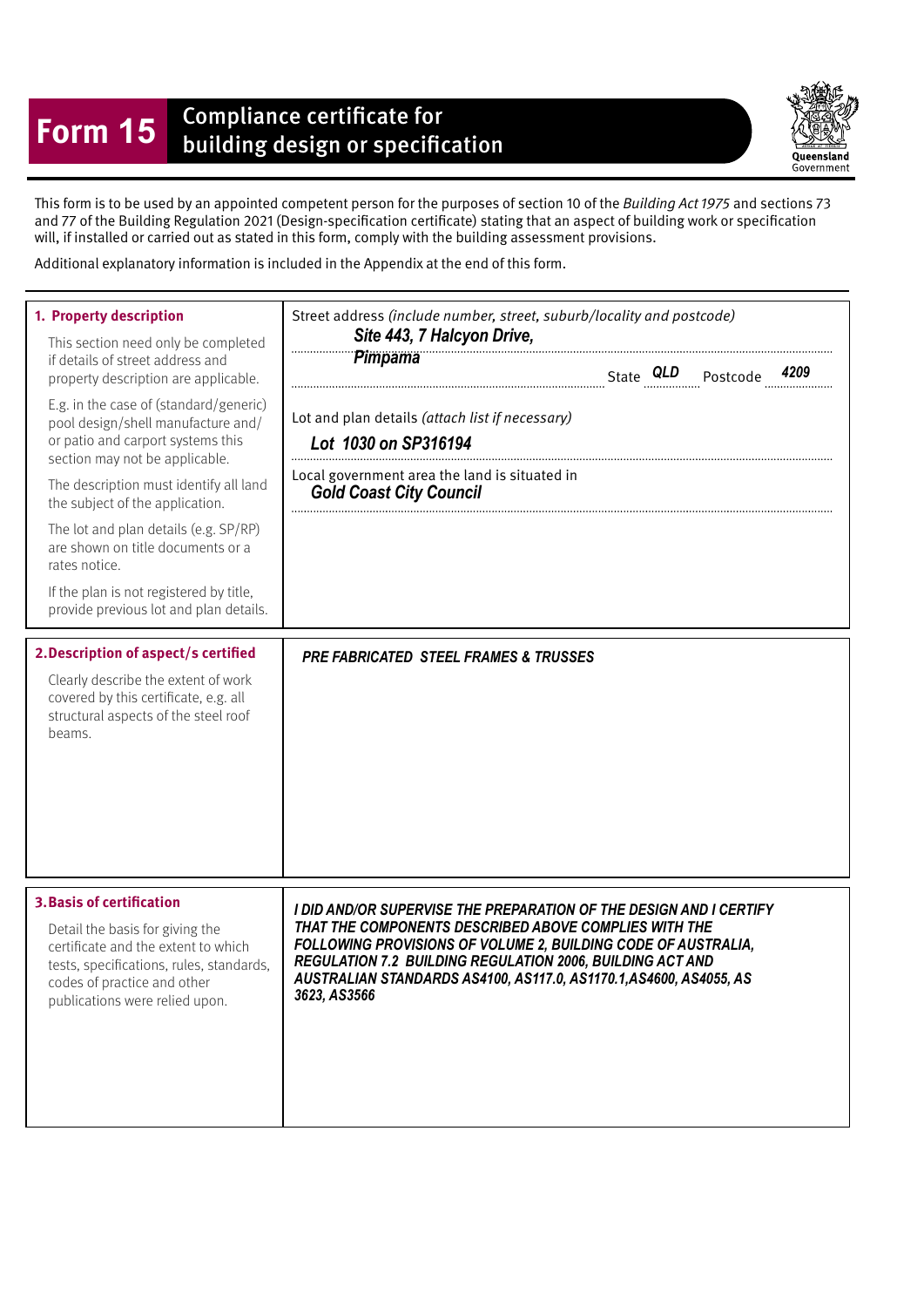# Form 15 Compliance certificate for building design or specification

Queensland Government

This form is to be used by an appointed competent person for the purposes of section 10 of the *Building Act 1975* and sections 73 and 77 of the Building Regulation 2021 (Design-specification certificate) stating that an aspect of building work or specification will, if installed or carried out as stated in this form, comply with the building assessment provisions.

Additional explanatory information is included in the Appendix at the end of this form.

| | |
|---|---|
| **1. Property description**<br><br>This section need only be completed if details of street address and property description are applicable.<br><br>E.g. in the case of (standard/generic) pool design/shell manufacture and/ or patio and carport systems this section may not be applicable.<br><br>The description must identify all land the subject of the application.<br><br>The lot and plan details (e.g. SP/RP) are shown on title documents or a rates notice.<br><br>If the plan is not registered by title, provide previous lot and plan details. | Street address *(include number, street, suburb/locality and postcode)*<br>***Site 443, 7 Halcyon Drive, Pimpama***<br>State ***QLD*** Postcode ***4209***<br><br>Lot and plan details *(attach list if necessary)*<br>***Lot 1030 on SP316194***<br><br>Local government area the land is situated in<br>***Gold Coast City Council*** |
| **2. Description of aspect/s certified**<br><br>Clearly describe the extent of work covered by this certificate, e.g. all structural aspects of the steel roof beams. | ***PRE FABRICATED STEEL FRAMES & TRUSSES*** |
| **3. Basis of certification**<br><br>Detail the basis for giving the certificate and the extent to which tests, specifications, rules, standards, codes of practice and other publications were relied upon. | ***I DID AND/OR SUPERVISE THE PREPARATION OF THE DESIGN AND I CERTIFY THAT THE COMPONENTS DESCRIBED ABOVE COMPLIES WITH THE FOLLOWING PROVISIONS OF VOLUME 2, BUILDING CODE OF AUSTRALIA, REGULATION 7.2 BUILDING REGULATION 2006, BUILDING ACT AND AUSTRALIAN STANDARDS AS4100, AS117.0, AS1170.1,AS4600, AS4055, AS 3623, AS3566*** |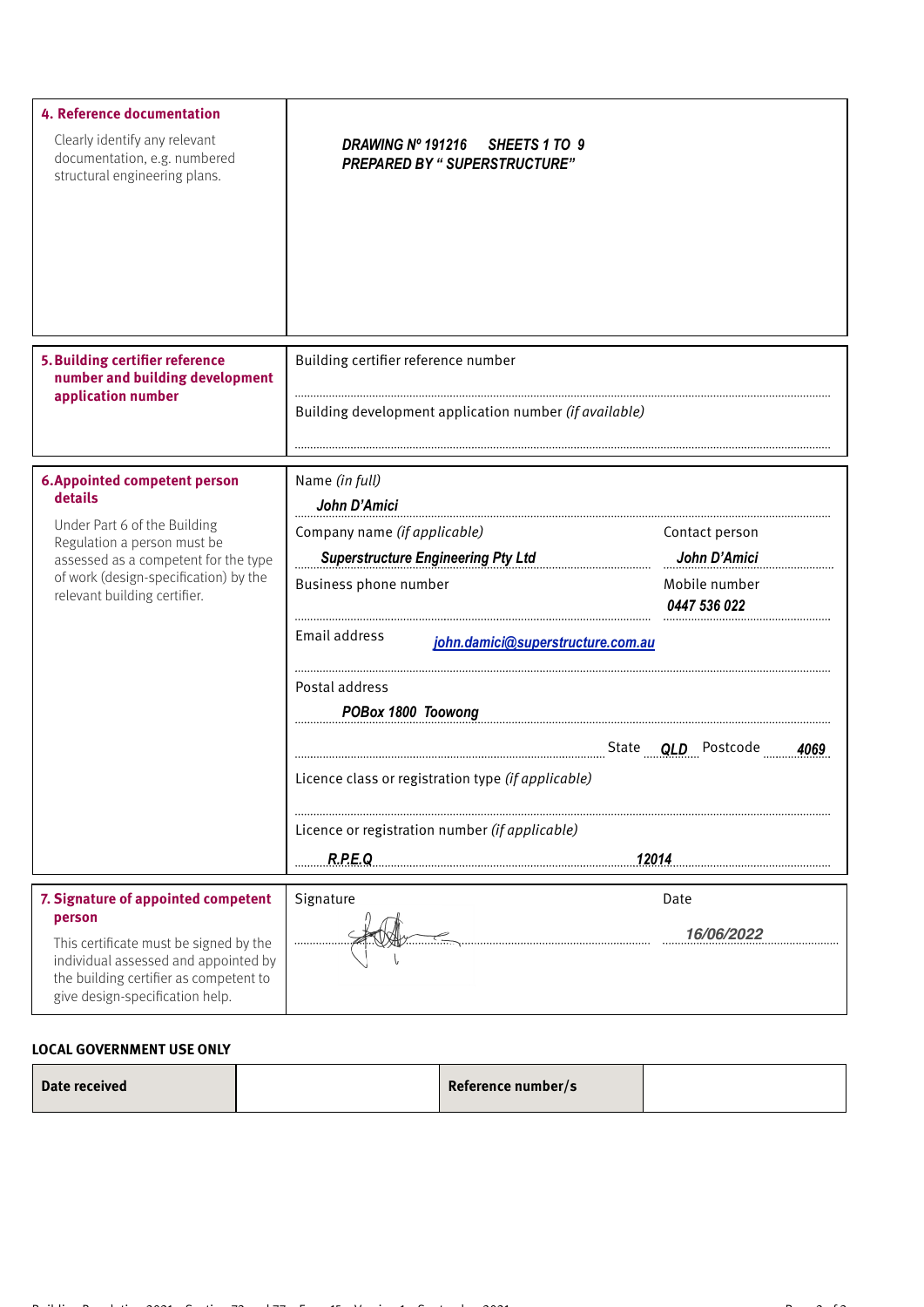| | |
|---|---|
| **4. Reference documentation**<br><br>Clearly identify any relevant documentation, e.g. numbered structural engineering plans. | ***DRAWING Nº 191216 SHEETS 1 TO 9***<br>***PREPARED BY " SUPERSTRUCTURE"*** |

| | |
|---|---|
| **5. Building certifier reference number and building development application number** | Building certifier reference number<br><br>Building development application number *(if available)* |

| | | |
|---|---|---|
| **6. Appointed competent person details**<br><br>Under Part 6 of the Building Regulation a person must be assessed as a competent for the type of work (design-specification) by the relevant building certifier. | Name *(in full)*<br>***John D'Amici*** | |
| | Company name *(if applicable)*<br>***Superstructure Engineering Pty Ltd*** | Contact person<br>***John D'Amici*** |
| | Business phone number | Mobile number<br>***0447 536 022*** |
| | Email address ***john.damici@superstructure.com.au*** | |
| | Postal address<br>***POBox 1800 Toowong*** | |
| | State ***QLD*** Postcode ***4069*** | |
| | Licence class or registration type *(if applicable)* | |
| | Licence or registration number *(if applicable)*<br>***R.P.E.Q*** ***12014*** | |

| | | |
|---|---|---|
| **7. Signature of appointed competent person**<br><br>This certificate must be signed by the individual assessed and appointed by the building certifier as competent to give design-specification help. | Signature<br>[signature] | Date<br>***16/06/2022*** |

**LOCAL GOVERNMENT USE ONLY**

| | | | |
|---|---|---|---|
| **Date received** | | **Reference number/s** | |